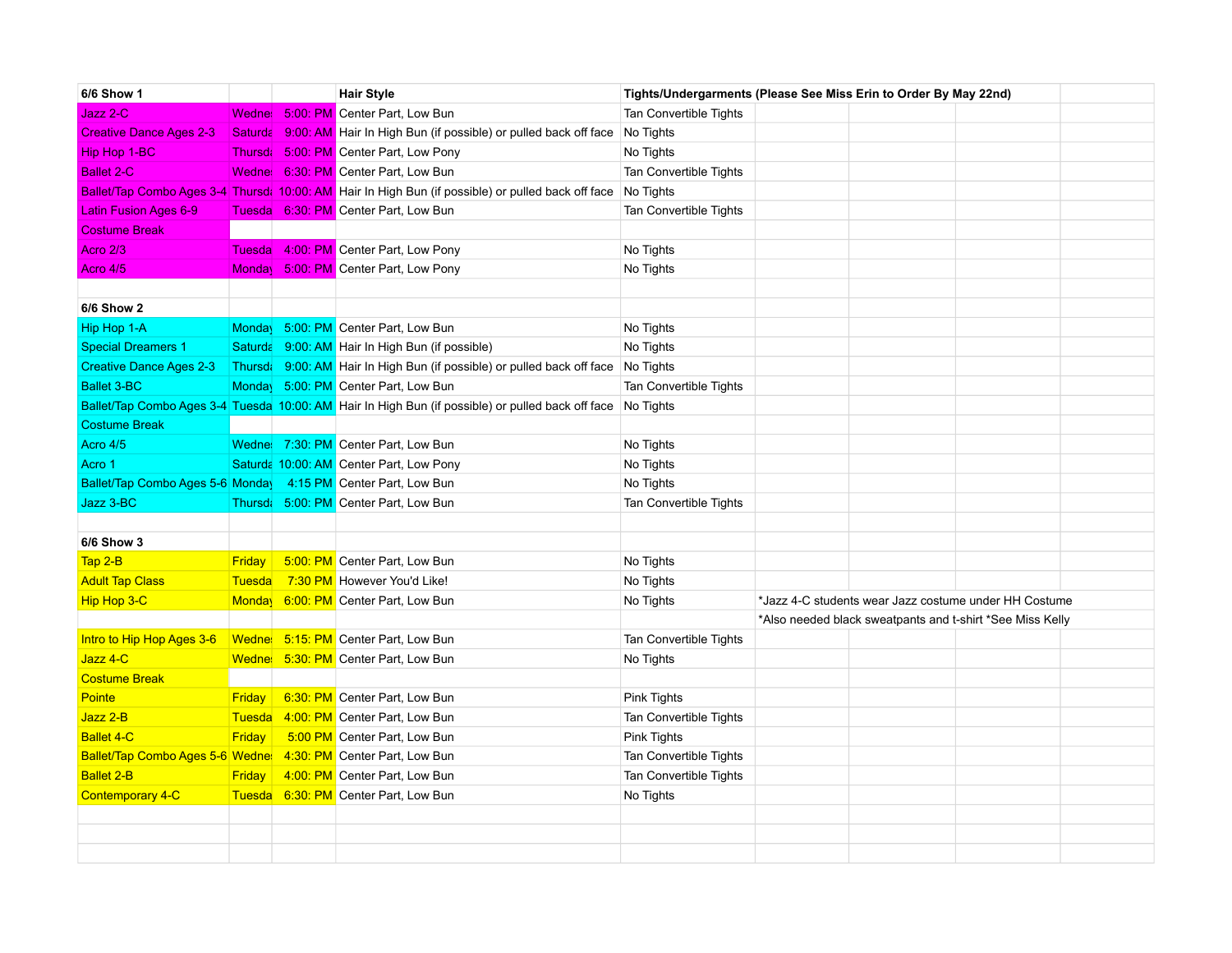| 6/6 Show 1 | | | Hair Style | Tights/Undergarments (Please See Miss Erin to Order By May 22nd) | | | | |
|---|---|---|---|---|---|---|---|---|
| Jazz 2-C | Wednes | 5:00: PM | Center Part, Low Bun | Tan Convertible Tights | | | | |
| Creative Dance Ages 2-3 | Saturda | 9:00: AM | Hair In High Bun (if possible) or pulled back off face | No Tights | | | | |
| Hip Hop 1-BC | Thursda | 5:00: PM | Center Part, Low Pony | No Tights | | | | |
| Ballet 2-C | Wednes | 6:30: PM | Center Part, Low Bun | Tan Convertible Tights | | | | |
| Ballet/Tap Combo Ages 3-4 | Thursda | 10:00: AM | Hair In High Bun (if possible) or pulled back off face | No Tights | | | | |
| Latin Fusion Ages 6-9 | Tuesda | 6:30: PM | Center Part, Low Bun | Tan Convertible Tights | | | | |
| Costume Break | | | | | | | | |
| Acro 2/3 | Tuesda | 4:00: PM | Center Part, Low Pony | No Tights | | | | |
| Acro 4/5 | Monday | 5:00: PM | Center Part, Low Pony | No Tights | | | | |
| | | | | | | | | |
| 6/6 Show 2 | | | | | | | | |
| Hip Hop 1-A | Monday | 5:00: PM | Center Part, Low Bun | No Tights | | | | |
| Special Dreamers 1 | Saturda | 9:00: AM | Hair In High Bun (if possible) | No Tights | | | | |
| Creative Dance Ages 2-3 | Thursda | 9:00: AM | Hair In High Bun (if possible) or pulled back off face | No Tights | | | | |
| Ballet 3-BC | Monday | 5:00: PM | Center Part, Low Bun | Tan Convertible Tights | | | | |
| Ballet/Tap Combo Ages 3-4 | Tuesda | 10:00: AM | Hair In High Bun (if possible) or pulled back off face | No Tights | | | | |
| Costume Break | | | | | | | | |
| Acro 4/5 | Wednes | 7:30: PM | Center Part, Low Bun | No Tights | | | | |
| Acro 1 | Saturda | 10:00: AM | Center Part, Low Pony | No Tights | | | | |
| Ballet/Tap Combo Ages 5-6 | Monday | 4:15 PM | Center Part, Low Bun | No Tights | | | | |
| Jazz 3-BC | Thursda | 5:00: PM | Center Part, Low Bun | Tan Convertible Tights | | | | |
| | | | | | | | | |
| 6/6 Show 3 | | | | | | | | |
| Tap 2-B | Friday | 5:00: PM | Center Part, Low Bun | No Tights | | | | |
| Adult Tap Class | Tuesda | 7:30 PM | However You'd Like! | No Tights | | | | |
| Hip Hop 3-C | Monday | 6:00: PM | Center Part, Low Bun | No Tights | *Jazz 4-C students wear Jazz costume under HH Costume | | | |
| | | | | | *Also needed black sweatpants and t-shirt *See Miss Kelly | | | |
| Intro to Hip Hop Ages 3-6 | Wednes | 5:15: PM | Center Part, Low Bun | Tan Convertible Tights | | | | |
| Jazz 4-C | Wednes | 5:30: PM | Center Part, Low Bun | No Tights | | | | |
| Costume Break | | | | | | | | |
| Pointe | Friday | 6:30: PM | Center Part, Low Bun | Pink Tights | | | | |
| Jazz 2-B | Tuesda | 4:00: PM | Center Part, Low Bun | Tan Convertible Tights | | | | |
| Ballet 4-C | Friday | 5:00 PM | Center Part, Low Bun | Pink Tights | | | | |
| Ballet/Tap Combo Ages 5-6 | Wednes | 4:30: PM | Center Part, Low Bun | Tan Convertible Tights | | | | |
| Ballet 2-B | Friday | 4:00: PM | Center Part, Low Bun | Tan Convertible Tights | | | | |
| Contemporary 4-C | Tuesda | 6:30: PM | Center Part, Low Bun | No Tights | | | | |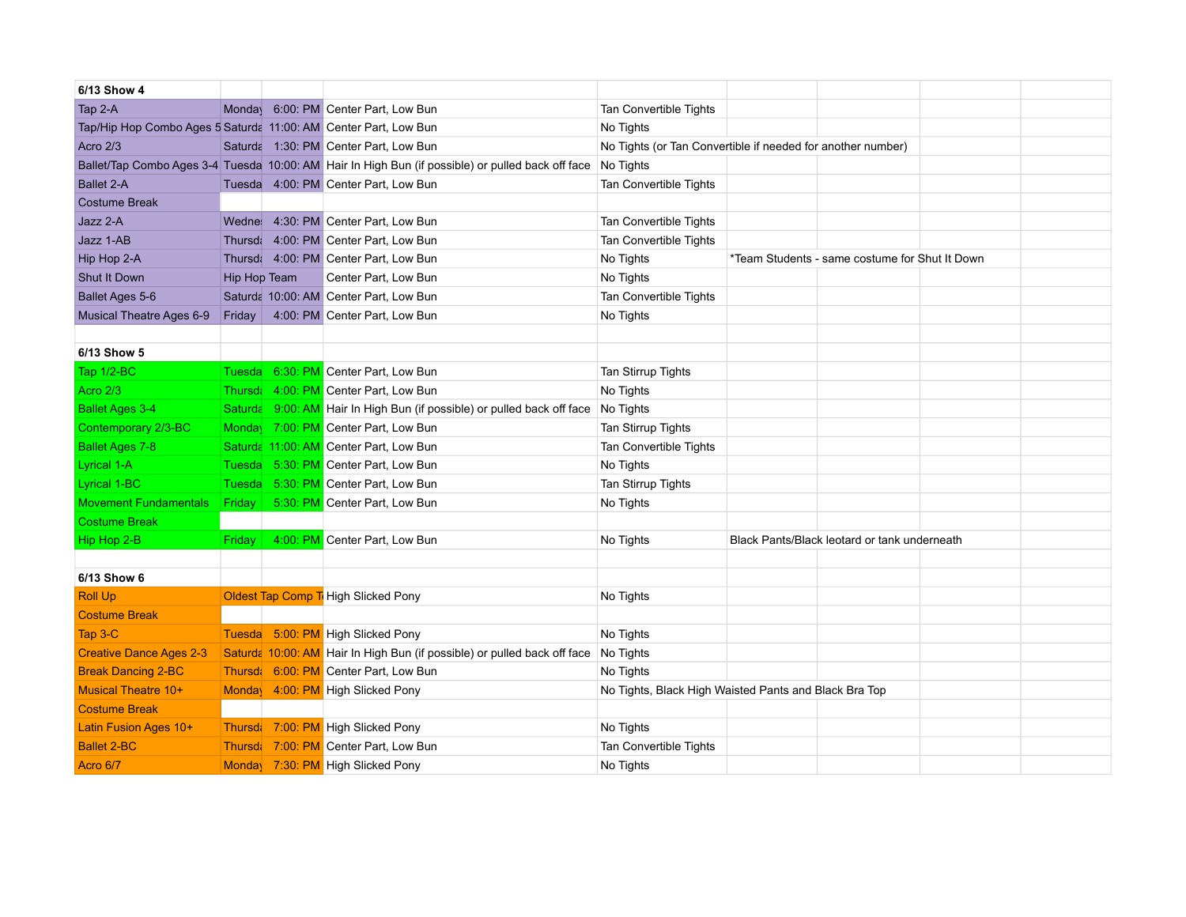| | | | | | | | | | |
|---|---|---|---|---|---|---|---|---|---|
| **6/13 Show 4** | | | | | | | | | |
| Tap 2-A | Monday | 6:00: PM | Center Part, Low Bun | Tan Convertible Tights | | | | | |
| Tap/Hip Hop Combo Ages 5 | Saturda | 11:00: AM | Center Part, Low Bun | No Tights | | | | | |
| Acro 2/3 | Saturda | 1:30: PM | Center Part, Low Bun | No Tights (or Tan Convertible if needed for another number) | | | | | |
| Ballet/Tap Combo Ages 3-4 | Tuesda | 10:00: AM | Hair In High Bun (if possible) or pulled back off face | No Tights | | | | | |
| Ballet 2-A | Tuesda | 4:00: PM | Center Part, Low Bun | Tan Convertible Tights | | | | | |
| Costume Break | | | | | | | | | |
| Jazz 2-A | Wedne | 4:30: PM | Center Part, Low Bun | Tan Convertible Tights | | | | | |
| Jazz 1-AB | Thursd | 4:00: PM | Center Part, Low Bun | Tan Convertible Tights | | | | | |
| Hip Hop 2-A | Thursd | 4:00: PM | Center Part, Low Bun | No Tights | *Team Students - same costume for Shut It Down | | | | |
| Shut It Down | Hip Hop Team | | Center Part, Low Bun | No Tights | | | | | |
| Ballet Ages 5-6 | Saturda | 10:00: AM | Center Part, Low Bun | Tan Convertible Tights | | | | | |
| Musical Theatre Ages 6-9 | Friday | 4:00: PM | Center Part, Low Bun | No Tights | | | | | |
| | | | | | | | | | |
| **6/13 Show 5** | | | | | | | | | |
| Tap 1/2-BC | Tuesda | 6:30: PM | Center Part, Low Bun | Tan Stirrup Tights | | | | | |
| Acro 2/3 | Thursd | 4:00: PM | Center Part, Low Bun | No Tights | | | | | |
| Ballet Ages 3-4 | Saturda | 9:00: AM | Hair In High Bun (if possible) or pulled back off face | No Tights | | | | | |
| Contemporary 2/3-BC | Monday | 7:00: PM | Center Part, Low Bun | Tan Stirrup Tights | | | | | |
| Ballet Ages 7-8 | Saturda | 11:00: AM | Center Part, Low Bun | Tan Convertible Tights | | | | | |
| Lyrical 1-A | Tuesda | 5:30: PM | Center Part, Low Bun | No Tights | | | | | |
| Lyrical 1-BC | Tuesda | 5:30: PM | Center Part, Low Bun | Tan Stirrup Tights | | | | | |
| Movement Fundamentals | Friday | 5:30: PM | Center Part, Low Bun | No Tights | | | | | |
| Costume Break | | | | | | | | | |
| Hip Hop 2-B | Friday | 4:00: PM | Center Part, Low Bun | No Tights | Black Pants/Black leotard or tank underneath | | | | |
| | | | | | | | | | |
| **6/13 Show 6** | | | | | | | | | |
| Roll Up | Oldest Tap Comp T | | High Slicked Pony | No Tights | | | | | |
| Costume Break | | | | | | | | | |
| Tap 3-C | Tuesda | 5:00: PM | High Slicked Pony | No Tights | | | | | |
| Creative Dance Ages 2-3 | Saturda | 10:00: AM | Hair In High Bun (if possible) or pulled back off face | No Tights | | | | | |
| Break Dancing 2-BC | Thursd | 6:00: PM | Center Part, Low Bun | No Tights | | | | | |
| Musical Theatre 10+ | Monday | 4:00: PM | High Slicked Pony | No Tights, Black High Waisted Pants and Black Bra Top | | | | | |
| Costume Break | | | | | | | | | |
| Latin Fusion Ages 10+ | Thursd | 7:00: PM | High Slicked Pony | No Tights | | | | | |
| Ballet 2-BC | Thursd | 7:00: PM | Center Part, Low Bun | Tan Convertible Tights | | | | | |
| Acro 6/7 | Monday | 7:30: PM | High Slicked Pony | No Tights | | | | | |